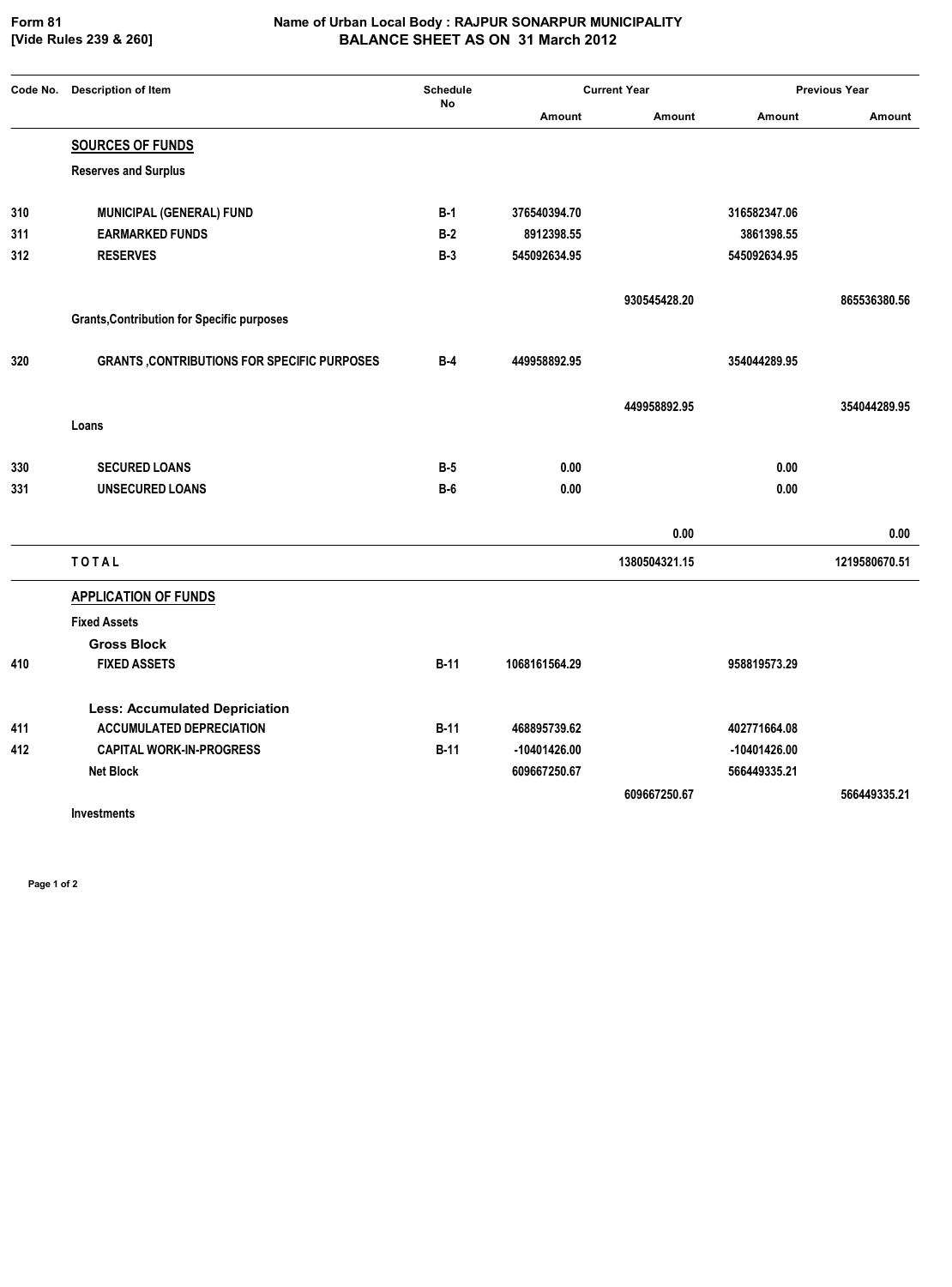Form 81
[Vide Rules 239 & 260]

# Name of Urban Local Body : RAJPUR SONARPUR MUNICIPALITY
## BALANCE SHEET AS ON 31 March 2012

| Code No. | Description of Item | Schedule No | Current Year | | Previous Year | |
|---|---|---|---|---|---|---|
| | | | Amount | Amount | Amount | Amount |
| | **SOURCES OF FUNDS** | | | | | |
| | **Reserves and Surplus** | | | | | |
| 310 | **MUNICIPAL (GENERAL) FUND** | B-1 | 376540394.70 | | 316582347.06 | |
| 311 | **EARMARKED FUNDS** | B-2 | 8912398.55 | | 3861398.55 | |
| 312 | **RESERVES** | B-3 | 545092634.95 | | 545092634.95 | |
| | | | | 930545428.20 | | 865536380.56 |
| | **Grants,Contribution for Specific purposes** | | | | | |
| 320 | **GRANTS ,CONTRIBUTIONS FOR SPECIFIC PURPOSES** | B-4 | 449958892.95 | | 354044289.95 | |
| | | | | 449958892.95 | | 354044289.95 |
| | **Loans** | | | | | |
| 330 | **SECURED LOANS** | B-5 | 0.00 | | 0.00 | |
| 331 | **UNSECURED LOANS** | B-6 | 0.00 | | 0.00 | |
| | | | | 0.00 | | 0.00 |
| | **TOTAL** | | | 1380504321.15 | | 1219580670.51 |
| | **APPLICATION OF FUNDS** | | | | | |
| | **Fixed Assets** | | | | | |
| | **Gross Block** | | | | | |
| 410 | **FIXED ASSETS** | B-11 | 1068161564.29 | | 958819573.29 | |
| | **Less: Accumulated Depriciation** | | | | | |
| 411 | **ACCUMULATED DEPRECIATION** | B-11 | 468895739.62 | | 402771664.08 | |
| 412 | **CAPITAL WORK-IN-PROGRESS** | B-11 | -10401426.00 | | -10401426.00 | |
| | **Net Block** | | 609667250.67 | | 566449335.21 | |
| | | | | 609667250.67 | | 566449335.21 |
| | **Investments** | | | | | |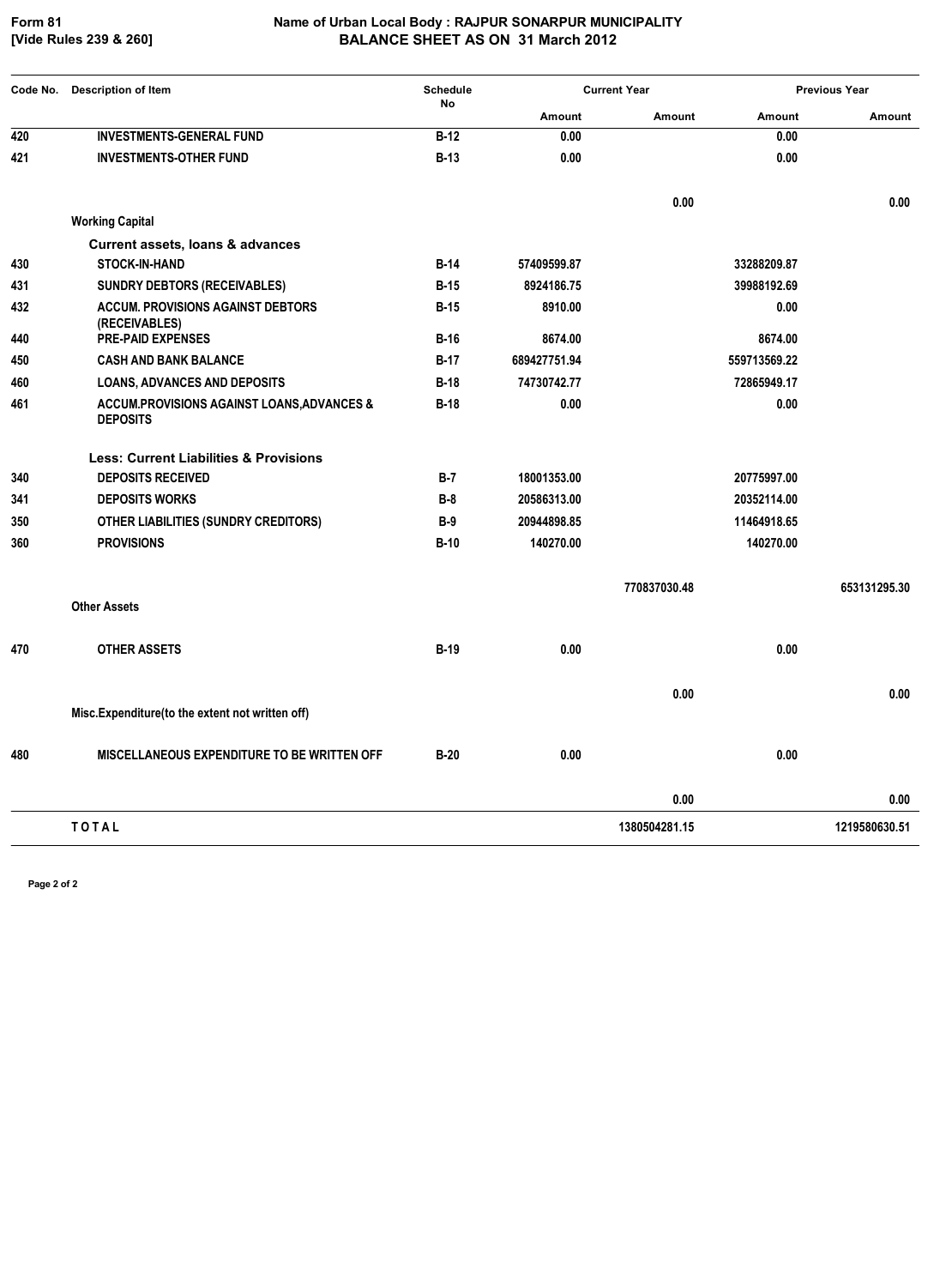Form 81
[Vide Rules 239 & 260]

# Name of Urban Local Body : RAJPUR SONARPUR MUNICIPALITY
## BALANCE SHEET AS ON 31 March 2012

| Code No. | Description of Item | Schedule No | Current Year | | Previous Year | |
|---|---|---|---|---|---|---|
| | | | Amount | Amount | Amount | Amount |
| 420 | **INVESTMENTS-GENERAL FUND** | B-12 | 0.00 | | 0.00 | |
| 421 | **INVESTMENTS-OTHER FUND** | B-13 | 0.00 | | 0.00 | |
| | | | | 0.00 | | 0.00 |
| | **Working Capital** | | | | | |
| | **Current assets, loans & advances** | | | | | |
| 430 | **STOCK-IN-HAND** | B-14 | 57409599.87 | | 33288209.87 | |
| 431 | **SUNDRY DEBTORS (RECEIVABLES)** | B-15 | 8924186.75 | | 39988192.69 | |
| 432 | **ACCUM. PROVISIONS AGAINST DEBTORS (RECEIVABLES)** | B-15 | 8910.00 | | 0.00 | |
| 440 | **PRE-PAID EXPENSES** | B-16 | 8674.00 | | 8674.00 | |
| 450 | **CASH AND BANK BALANCE** | B-17 | 689427751.94 | | 559713569.22 | |
| 460 | **LOANS, ADVANCES AND DEPOSITS** | B-18 | 74730742.77 | | 72865949.17 | |
| 461 | **ACCUM.PROVISIONS AGAINST LOANS,ADVANCES & DEPOSITS** | B-18 | 0.00 | | 0.00 | |
| | **Less: Current Liabilities & Provisions** | | | | | |
| 340 | **DEPOSITS RECEIVED** | B-7 | 18001353.00 | | 20775997.00 | |
| 341 | **DEPOSITS WORKS** | B-8 | 20586313.00 | | 20352114.00 | |
| 350 | **OTHER LIABILITIES (SUNDRY CREDITORS)** | B-9 | 20944898.85 | | 11464918.65 | |
| 360 | **PROVISIONS** | B-10 | 140270.00 | | 140270.00 | |
| | | | | 770837030.48 | | 653131295.30 |
| | **Other Assets** | | | | | |
| 470 | **OTHER ASSETS** | B-19 | 0.00 | | 0.00 | |
| | | | | 0.00 | | 0.00 |
| | **Misc.Expenditure(to the extent not written off)** | | | | | |
| 480 | **MISCELLANEOUS EXPENDITURE TO BE WRITTEN OFF** | B-20 | 0.00 | | 0.00 | |
| | | | | 0.00 | | 0.00 |
| | **TOTAL** | | | 1380504281.15 | | 1219580630.51 |